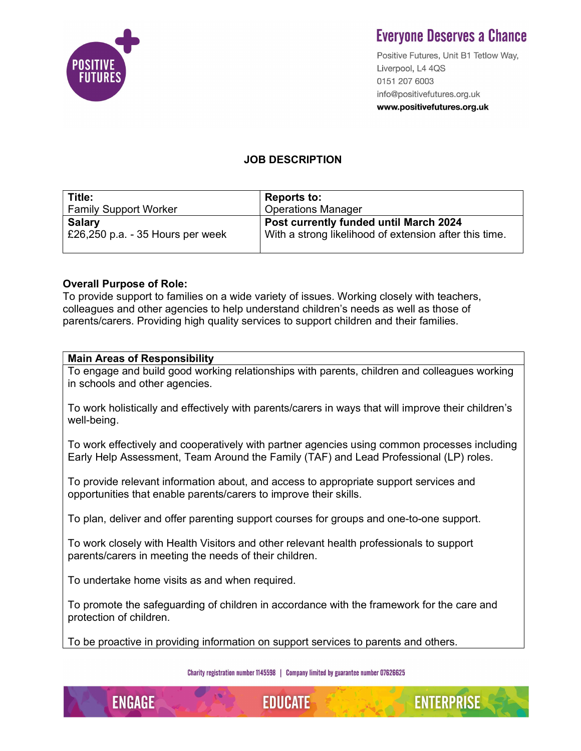Everyone Deserves a Chance

Positive Futures, Unit B1 Tetlow Way,
Liverpool, L4 4QS
0151 207 6003
info@positivefutures.org.uk
**www.positivefutures.org.uk**

## JOB DESCRIPTION

| **Title:** Family Support Worker | **Reports to:** Operations Manager |
|---|---|
| **Salary** £26,250 p.a. - 35 Hours per week | **Post currently funded until March 2024** With a strong likelihood of extension after this time. |

**Overall Purpose of Role:**
To provide support to families on a wide variety of issues. Working closely with teachers, colleagues and other agencies to help understand children's needs as well as those of parents/carers. Providing high quality services to support children and their families.

**Main Areas of Responsibility**

To engage and build good working relationships with parents, children and colleagues working in schools and other agencies.

To work holistically and effectively with parents/carers in ways that will improve their children's well-being.

To work effectively and cooperatively with partner agencies using common processes including Early Help Assessment, Team Around the Family (TAF) and Lead Professional (LP) roles.

To provide relevant information about, and access to appropriate support services and opportunities that enable parents/carers to improve their skills.

To plan, deliver and offer parenting support courses for groups and one-to-one support.

To work closely with Health Visitors and other relevant health professionals to support parents/carers in meeting the needs of their children.

To undertake home visits as and when required.

To promote the safeguarding of children in accordance with the framework for the care and protection of children.

To be proactive in providing information on support services to parents and others.

Charity registration number 1145598 | Company limited by guarantee number 07626625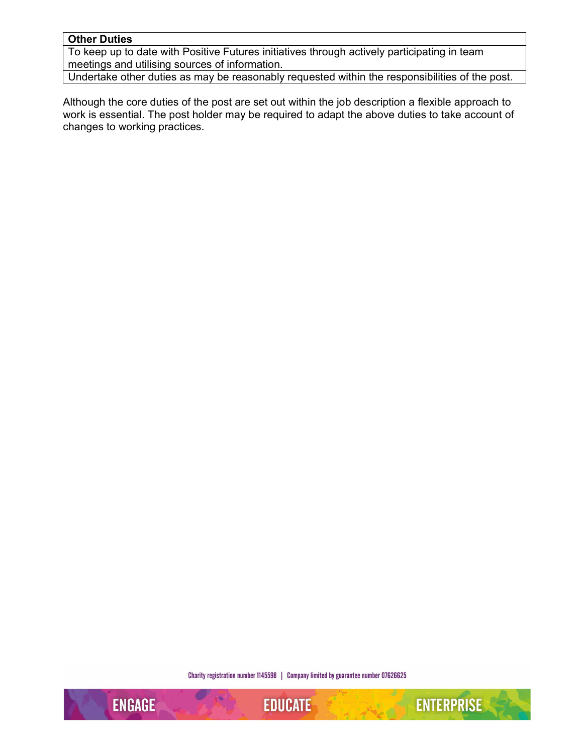| **Other Duties** |
| --- |
| To keep up to date with Positive Futures initiatives through actively participating in team meetings and utilising sources of information. |
| Undertake other duties as may be reasonably requested within the responsibilities of the post. |

Although the core duties of the post are set out within the job description a flexible approach to work is essential. The post holder may be required to adapt the above duties to take account of changes to working practices.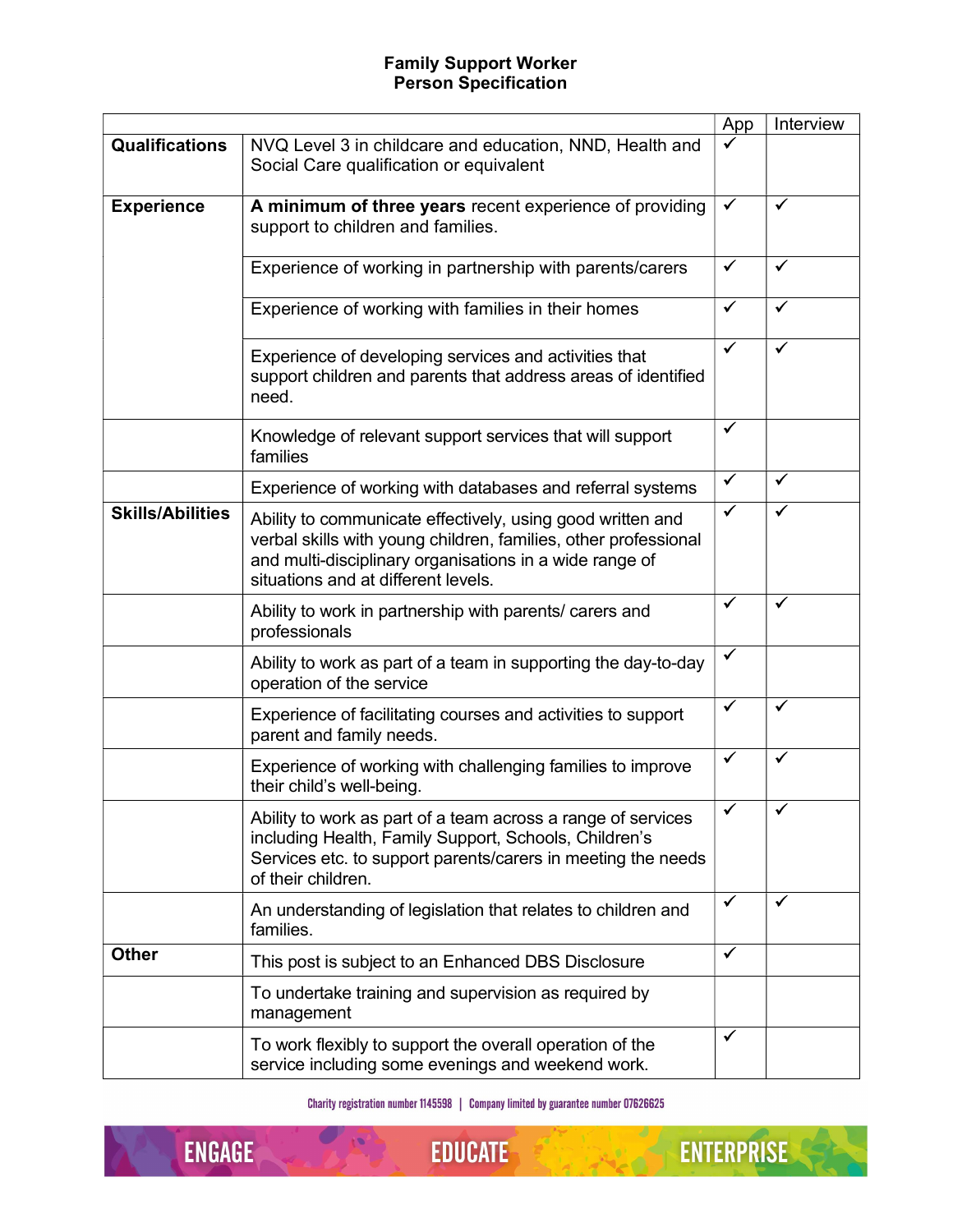# Family Support Worker
## Person Specification

| | | App | Interview |
|---|---|---|---|
| **Qualifications** | NVQ Level 3 in childcare and education, NND, Health and Social Care qualification or equivalent | ✓ | |
| **Experience** | **A minimum of three years** recent experience of providing support to children and families. | ✓ | ✓ |
| | Experience of working in partnership with parents/carers | ✓ | ✓ |
| | Experience of working with families in their homes | ✓ | ✓ |
| | Experience of developing services and activities that support children and parents that address areas of identified need. | ✓ | ✓ |
| | Knowledge of relevant support services that will support families | ✓ | |
| | Experience of working with databases and referral systems | ✓ | ✓ |
| **Skills/Abilities** | Ability to communicate effectively, using good written and verbal skills with young children, families, other professional and multi-disciplinary organisations in a wide range of situations and at different levels. | ✓ | ✓ |
| | Ability to work in partnership with parents/ carers and professionals | ✓ | ✓ |
| | Ability to work as part of a team in supporting the day-to-day operation of the service | ✓ | |
| | Experience of facilitating courses and activities to support parent and family needs. | ✓ | ✓ |
| | Experience of working with challenging families to improve their child's well-being. | ✓ | ✓ |
| | Ability to work as part of a team across a range of services including Health, Family Support, Schools, Children's Services etc. to support parents/carers in meeting the needs of their children. | ✓ | ✓ |
| | An understanding of legislation that relates to children and families. | ✓ | ✓ |
| **Other** | This post is subject to an Enhanced DBS Disclosure | ✓ | |
| | To undertake training and supervision as required by management | | |
| | To work flexibly to support the overall operation of the service including some evenings and weekend work. | ✓ | |

Charity registration number 1145598 | Company limited by guarantee number 07626625

ENGAGE EDUCATE ENTERPRISE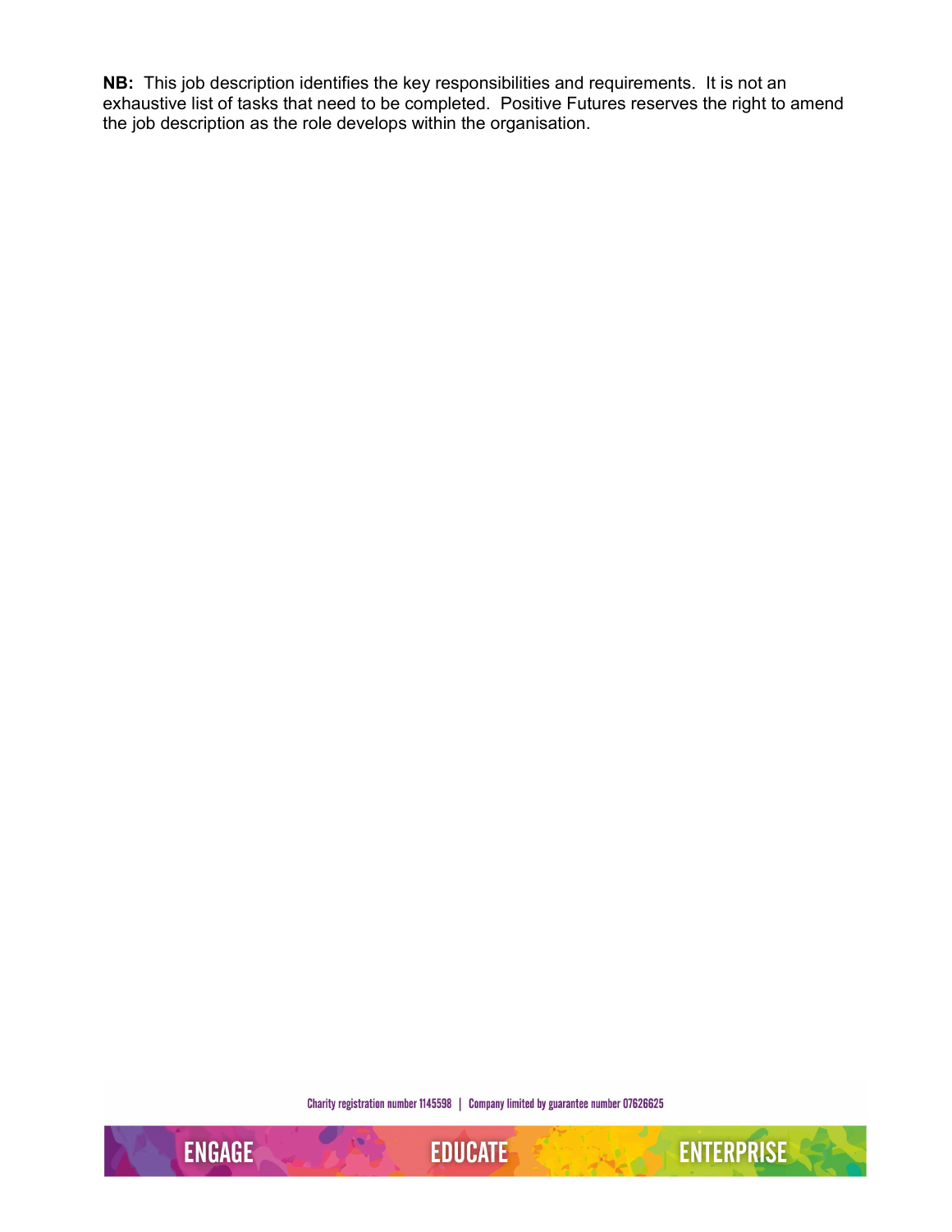**NB:** This job description identifies the key responsibilities and requirements. It is not an exhaustive list of tasks that need to be completed. Positive Futures reserves the right to amend the job description as the role develops within the organisation.